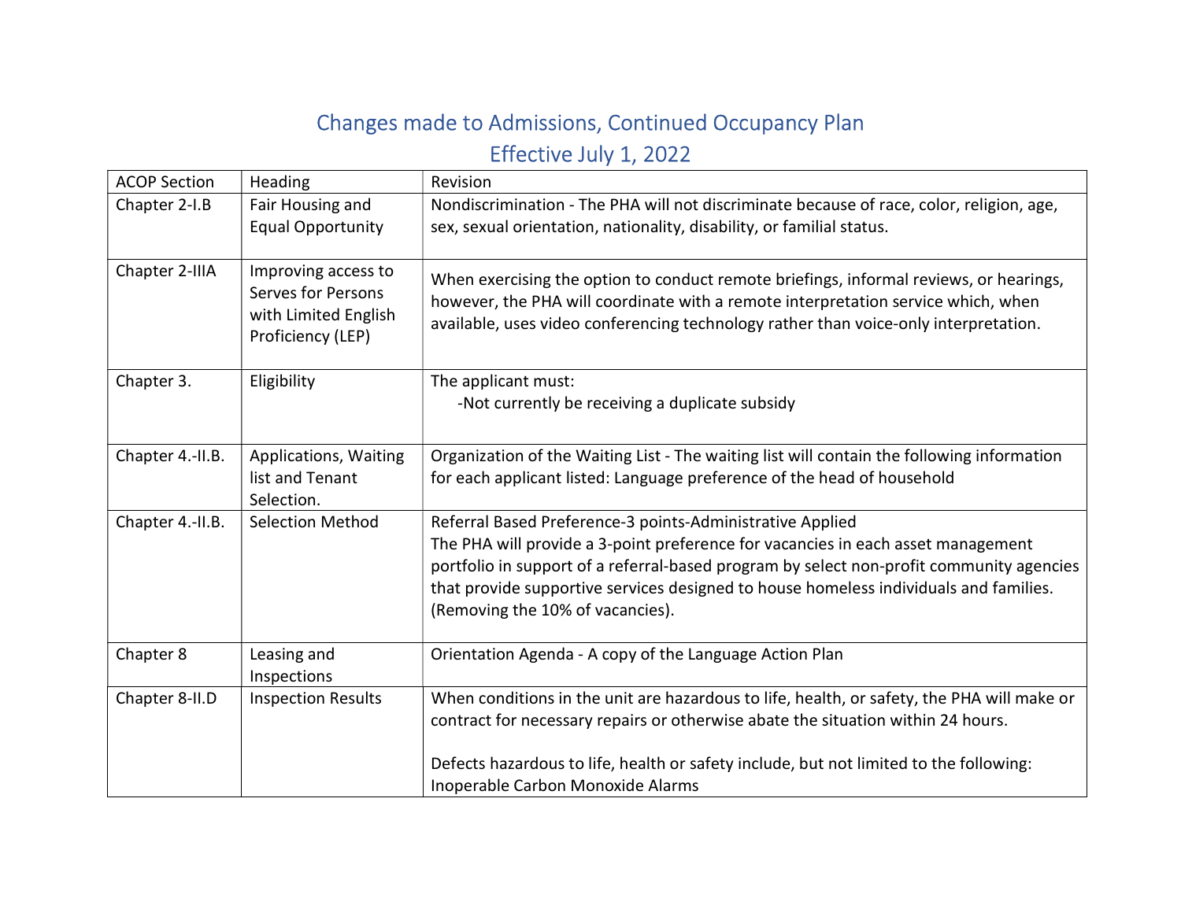# Changes made to Admissions, Continued Occupancy Plan

## Effective July 1, 2022

| ACOP Section | Heading | Revision |
|---|---|---|
| Chapter 2-I.B | Fair Housing and Equal Opportunity | Nondiscrimination - The PHA will not discriminate because of race, color, religion, age, sex, sexual orientation, nationality, disability, or familial status. |
| Chapter 2-IIIA | Improving access to Serves for Persons with Limited English Proficiency (LEP) | When exercising the option to conduct remote briefings, informal reviews, or hearings, however, the PHA will coordinate with a remote interpretation service which, when available, uses video conferencing technology rather than voice-only interpretation. |
| Chapter 3. | Eligibility | The applicant must:<br>-Not currently be receiving a duplicate subsidy |
| Chapter 4.-II.B. | Applications, Waiting list and Tenant Selection. | Organization of the Waiting List - The waiting list will contain the following information for each applicant listed: Language preference of the head of household |
| Chapter 4.-II.B. | Selection Method | Referral Based Preference-3 points-Administrative Applied<br>The PHA will provide a 3-point preference for vacancies in each asset management portfolio in support of a referral-based program by select non-profit community agencies that provide supportive services designed to house homeless individuals and families. (Removing the 10% of vacancies). |
| Chapter 8 | Leasing and Inspections | Orientation Agenda - A copy of the Language Action Plan |
| Chapter 8-II.D | Inspection Results | When conditions in the unit are hazardous to life, health, or safety, the PHA will make or contract for necessary repairs or otherwise abate the situation within 24 hours.<br><br>Defects hazardous to life, health or safety include, but not limited to the following: Inoperable Carbon Monoxide Alarms |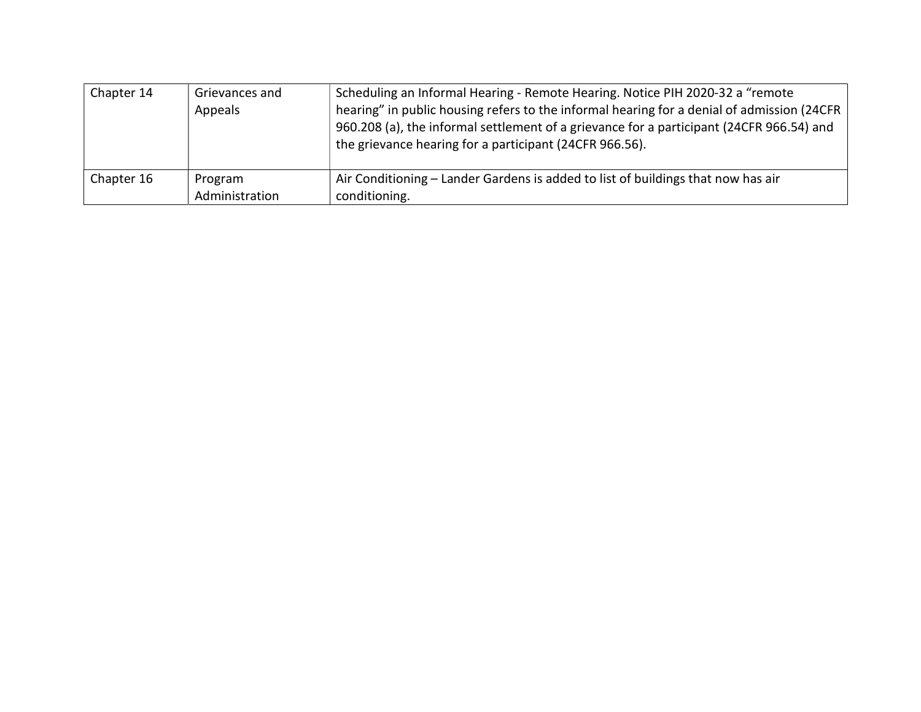| | | |
|---|---|---|
| Chapter 14 | Grievances and Appeals | Scheduling an Informal Hearing - Remote Hearing. Notice PIH 2020-32 a "remote hearing" in public housing refers to the informal hearing for a denial of admission (24CFR 960.208 (a), the informal settlement of a grievance for a participant (24CFR 966.54) and the grievance hearing for a participant (24CFR 966.56). |
| Chapter 16 | Program Administration | Air Conditioning – Lander Gardens is added to list of buildings that now has air conditioning. |